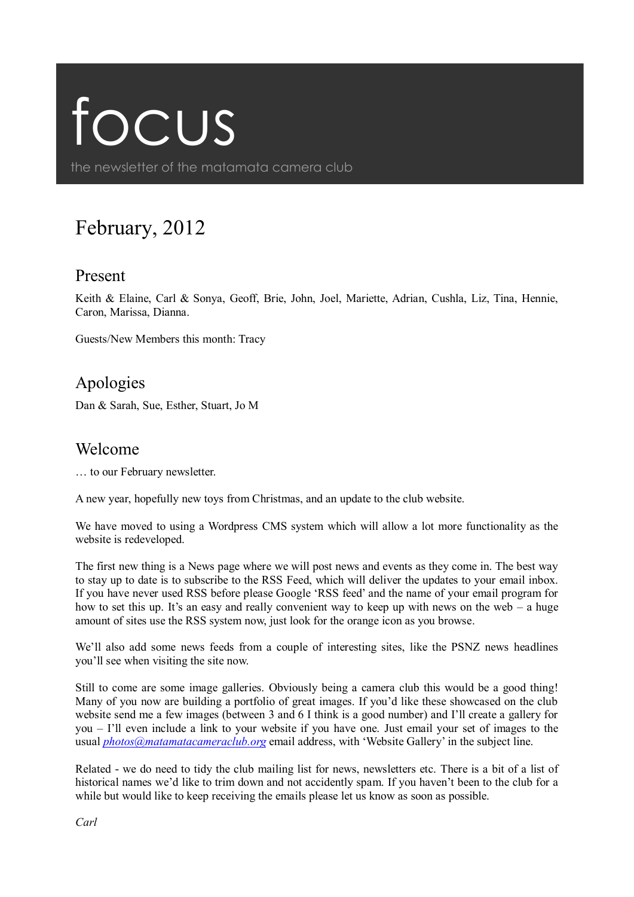# focus

the newsletter of the matamata camera club

## February, 2012

### Present

Keith & Elaine, Carl & Sonya, Geoff, Brie, John, Joel, Mariette, Adrian, Cushla, Liz, Tina, Hennie, Caron, Marissa, Dianna.

Guests/New Members this month: Tracy

### Apologies

Dan & Sarah, Sue, Esther, Stuart, Jo M

### Welcome

… to our February newsletter.

A new year, hopefully new toys from Christmas, and an update to the club website.

We have moved to using a Wordpress CMS system which will allow a lot more functionality as the website is redeveloped.

The first new thing is a News page where we will post news and events as they come in. The best way to stay up to date is to subscribe to the RSS Feed, which will deliver the updates to your email inbox. If you have never used RSS before please Google 'RSS feed' and the name of your email program for how to set this up. It's an easy and really convenient way to keep up with news on the web – a huge amount of sites use the RSS system now, just look for the orange icon as you browse.

We'll also add some news feeds from a couple of interesting sites, like the PSNZ news headlines you'll see when visiting the site now.

Still to come are some image galleries. Obviously being a camera club this would be a good thing! Many of you now are building a portfolio of great images. If you'd like these showcased on the club website send me a few images (between 3 and 6 I think is a good number) and I'll create a gallery for you – I'll even include a link to your website if you have one. Just email your set of images to the usual *photos@matamatacameraclub.org* email address, with 'Website Gallery' in the subject line.

Related - we do need to tidy the club mailing list for news, newsletters etc. There is a bit of a list of historical names we'd like to trim down and not accidently spam. If you haven't been to the club for a while but would like to keep receiving the emails please let us know as soon as possible.

*Carl*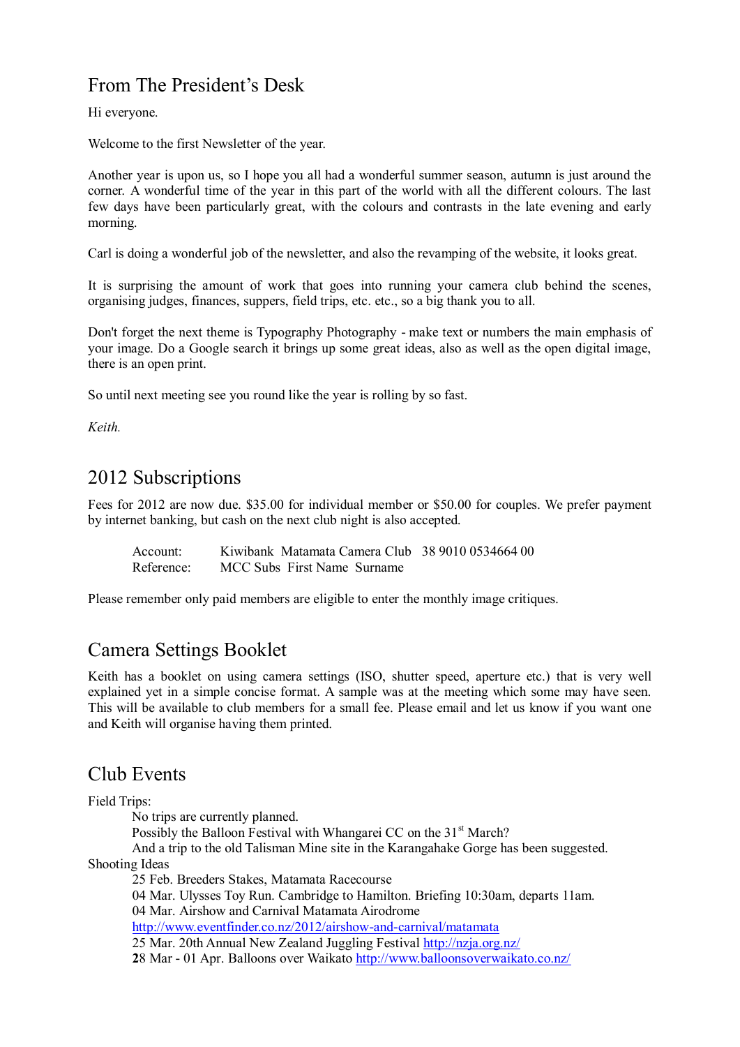## From The President's Desk

Hi everyone.

Welcome to the first Newsletter of the year.

Another year is upon us, so I hope you all had a wonderful summer season, autumn is just around the corner. A wonderful time of the year in this part of the world with all the different colours. The last few days have been particularly great, with the colours and contrasts in the late evening and early morning.

Carl is doing a wonderful job of the newsletter, and also the revamping of the website, it looks great.

It is surprising the amount of work that goes into running your camera club behind the scenes, organising judges, finances, suppers, field trips, etc. etc., so a big thank you to all.

Don't forget the next theme is Typography Photography - make text or numbers the main emphasis of your image. Do a Google search it brings up some great ideas, also as well as the open digital image, there is an open print.

So until next meeting see you round like the year is rolling by so fast.

*Keith.*

## 2012 Subscriptions

Fees for 2012 are now due. $35.00 for individual member or $50.00 for couples. We prefer payment by internet banking, but cash on the next club night is also accepted.

Account: Kiwibank Matamata Camera Club 38 9010 0534664 00
Reference: MCC Subs First Name Surname

Please remember only paid members are eligible to enter the monthly image critiques.

## Camera Settings Booklet

Keith has a booklet on using camera settings (ISO, shutter speed, aperture etc.) that is very well explained yet in a simple concise format. A sample was at the meeting which some may have seen. This will be available to club members for a small fee. Please email and let us know if you want one and Keith will organise having them printed.

## Club Events

Field Trips:

No trips are currently planned.
Possibly the Balloon Festival with Whangarei CC on the 31st March?
And a trip to the old Talisman Mine site in the Karangahake Gorge has been suggested.

Shooting Ideas

25 Feb. Breeders Stakes, Matamata Racecourse
04 Mar. Ulysses Toy Run. Cambridge to Hamilton. Briefing 10:30am, departs 11am.
04 Mar. Airshow and Carnival Matamata Airodrome
http://www.eventfinder.co.nz/2012/airshow-and-carnival/matamata
25 Mar. 20th Annual New Zealand Juggling Festival http://nzja.org.nz/
**2**8 Mar - 01 Apr. Balloons over Waikato http://www.balloonsoverwaikato.co.nz/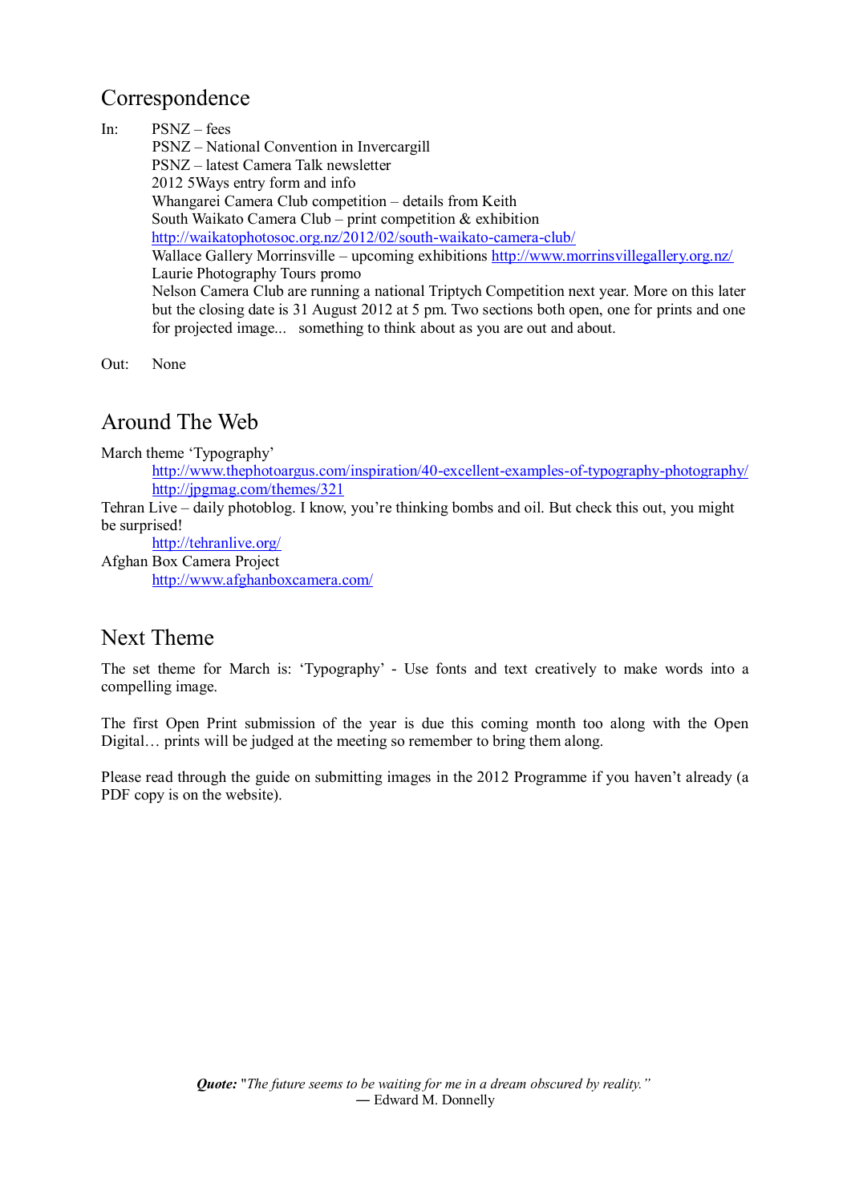## Correspondence

In:

- PSNZ – fees
- PSNZ – National Convention in Invercargill
- PSNZ – latest Camera Talk newsletter
- 2012 5Ways entry form and info
- Whangarei Camera Club competition – details from Keith
- South Waikato Camera Club – print competition & exhibition http://waikatophotosoc.org.nz/2012/02/south-waikato-camera-club/
- Wallace Gallery Morrinsville – upcoming exhibitions http://www.morrinsvillegallery.org.nz/
- Laurie Photography Tours promo
- Nelson Camera Club are running a national Triptych Competition next year. More on this later but the closing date is 31 August 2012 at 5 pm. Two sections both open, one for prints and one for projected image... something to think about as you are out and about.

Out: None

## Around The Web

March theme 'Typography'

http://www.thephotoargus.com/inspiration/40-excellent-examples-of-typography-photography/
http://jpgmag.com/themes/321

Tehran Live – daily photoblog. I know, you're thinking bombs and oil. But check this out, you might be surprised!

http://tehranlive.org/

Afghan Box Camera Project

http://www.afghanboxcamera.com/

## Next Theme

The set theme for March is: 'Typography' - Use fonts and text creatively to make words into a compelling image.

The first Open Print submission of the year is due this coming month too along with the Open Digital… prints will be judged at the meeting so remember to bring them along.

Please read through the guide on submitting images in the 2012 Programme if you haven't already (a PDF copy is on the website).

***Quote:*** "*The future seems to be waiting for me in a dream obscured by reality.*"
— Edward M. Donnelly